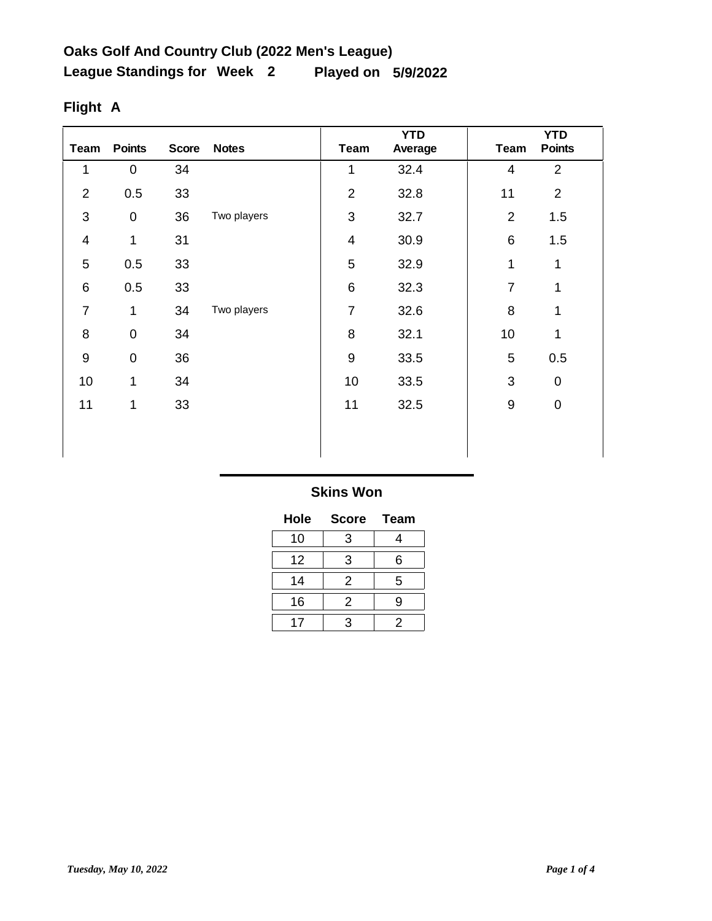# Oaks Golf And Country Club (2022 Men's League)

## League Standings for Week 2 Played on 5/9/2022

### Flight A

| Team | Points | Score | Notes | Team | YTD Average | Team | YTD Points |
|---|---|---|---|---|---|---|---|
| 1 | 0 | 34 | | 1 | 32.4 | 4 | 2 |
| 2 | 0.5 | 33 | | 2 | 32.8 | 11 | 2 |
| 3 | 0 | 36 | Two players | 3 | 32.7 | 2 | 1.5 |
| 4 | 1 | 31 | | 4 | 30.9 | 6 | 1.5 |
| 5 | 0.5 | 33 | | 5 | 32.9 | 1 | 1 |
| 6 | 0.5 | 33 | | 6 | 32.3 | 7 | 1 |
| 7 | 1 | 34 | Two players | 7 | 32.6 | 8 | 1 |
| 8 | 0 | 34 | | 8 | 32.1 | 10 | 1 |
| 9 | 0 | 36 | | 9 | 33.5 | 5 | 0.5 |
| 10 | 1 | 34 | | 10 | 33.5 | 3 | 0 |
| 11 | 1 | 33 | | 11 | 32.5 | 9 | 0 |

### Skins Won

| Hole | Score | Team |
|---|---|---|
| 10 | 3 | 4 |
| 12 | 3 | 6 |
| 14 | 2 | 5 |
| 16 | 2 | 9 |
| 17 | 3 | 2 |

*Tuesday, May 10, 2022*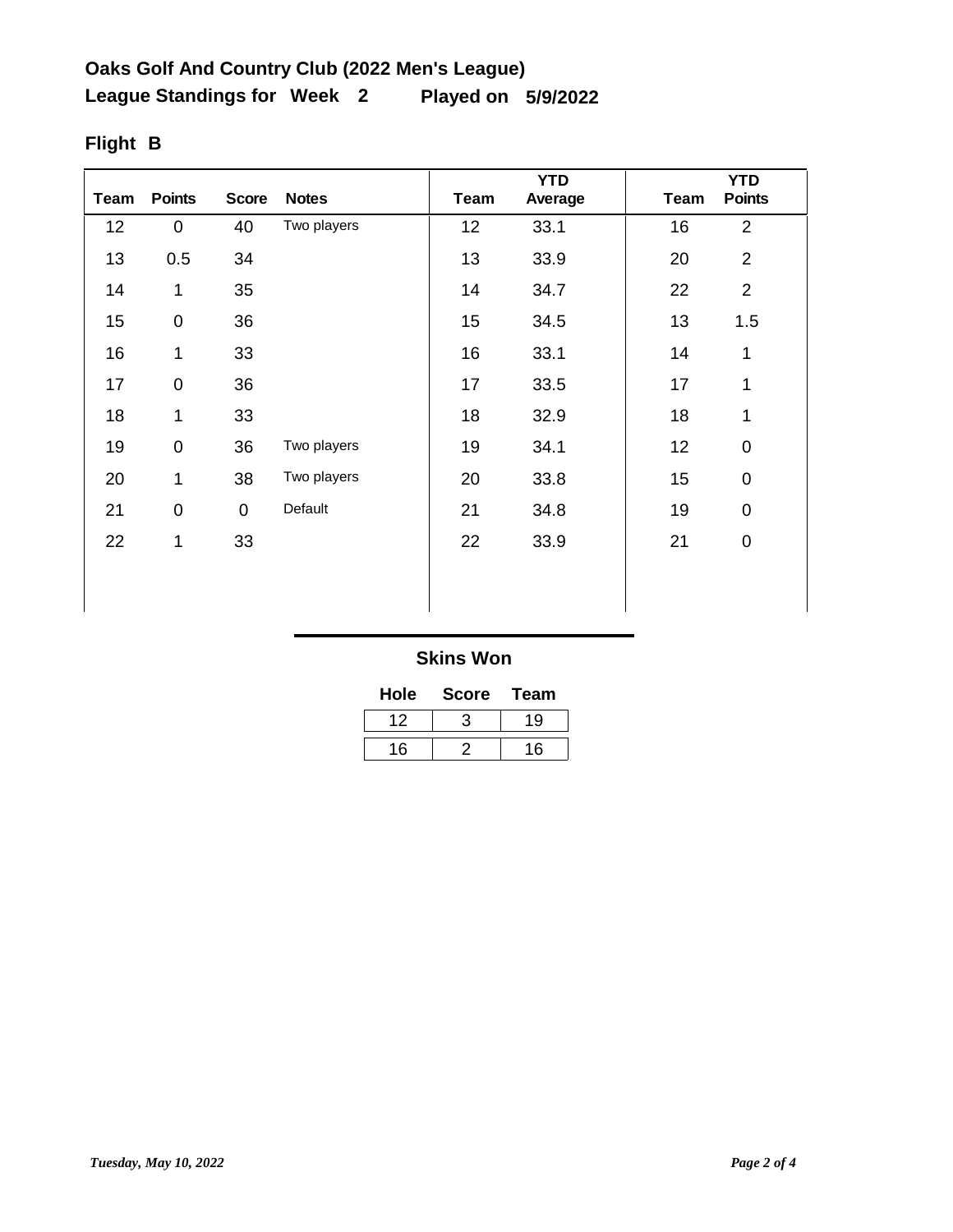## Oaks Golf And Country Club (2022 Men's League)

**League Standings for Week 2 Played on 5/9/2022**

### Flight B

| Team | Points | Score | Notes | Team | YTD Average | Team | YTD Points |
|---|---|---|---|---|---|---|---|
| 12 | 0 | 40 | Two players | 12 | 33.1 | 16 | 2 |
| 13 | 0.5 | 34 | | 13 | 33.9 | 20 | 2 |
| 14 | 1 | 35 | | 14 | 34.7 | 22 | 2 |
| 15 | 0 | 36 | | 15 | 34.5 | 13 | 1.5 |
| 16 | 1 | 33 | | 16 | 33.1 | 14 | 1 |
| 17 | 0 | 36 | | 17 | 33.5 | 17 | 1 |
| 18 | 1 | 33 | | 18 | 32.9 | 18 | 1 |
| 19 | 0 | 36 | Two players | 19 | 34.1 | 12 | 0 |
| 20 | 1 | 38 | Two players | 20 | 33.8 | 15 | 0 |
| 21 | 0 | 0 | Default | 21 | 34.8 | 19 | 0 |
| 22 | 1 | 33 | | 22 | 33.9 | 21 | 0 |

### Skins Won

| Hole | Score | Team |
|---|---|---|
| 12 | 3 | 19 |
| 16 | 2 | 16 |

*Tuesday, May 10, 2022*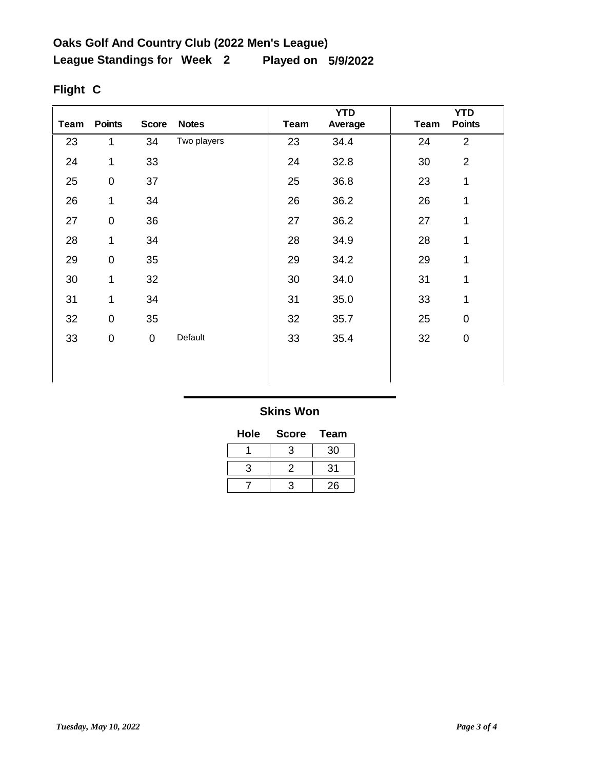## Oaks Golf And Country Club (2022 Men's League)

## League Standings for Week 2 Played on 5/9/2022

### Flight C

| Team | Points | Score | Notes | Team | YTD Average | Team | YTD Points |
|---|---|---|---|---|---|---|---|
| 23 | 1 | 34 | Two players | 23 | 34.4 | 24 | 2 |
| 24 | 1 | 33 | | 24 | 32.8 | 30 | 2 |
| 25 | 0 | 37 | | 25 | 36.8 | 23 | 1 |
| 26 | 1 | 34 | | 26 | 36.2 | 26 | 1 |
| 27 | 0 | 36 | | 27 | 36.2 | 27 | 1 |
| 28 | 1 | 34 | | 28 | 34.9 | 28 | 1 |
| 29 | 0 | 35 | | 29 | 34.2 | 29 | 1 |
| 30 | 1 | 32 | | 30 | 34.0 | 31 | 1 |
| 31 | 1 | 34 | | 31 | 35.0 | 33 | 1 |
| 32 | 0 | 35 | | 32 | 35.7 | 25 | 0 |
| 33 | 0 | 0 | Default | 33 | 35.4 | 32 | 0 |

### Skins Won

| Hole | Score | Team |
|---|---|---|
| 1 | 3 | 30 |
| 3 | 2 | 31 |
| 7 | 3 | 26 |

*Tuesday, May 10, 2022*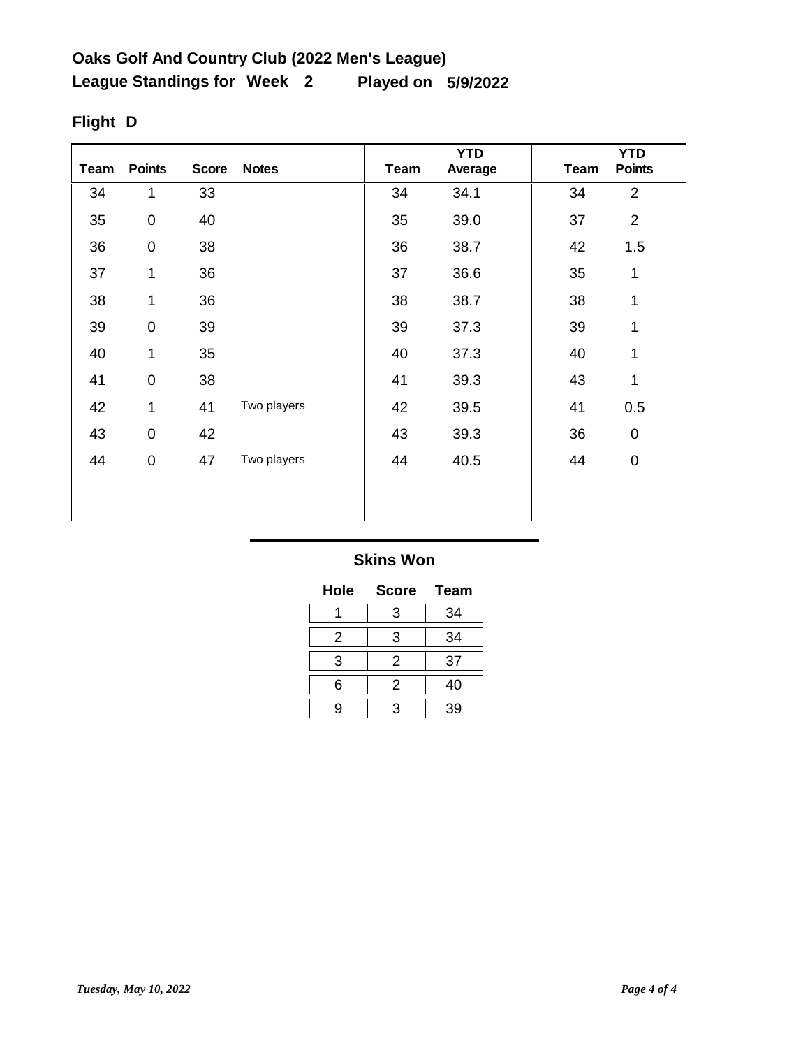## Oaks Golf And Country Club (2022 Men's League)

**League Standings for Week 2 Played on 5/9/2022**

### Flight D

| Team | Points | Score | Notes | Team | YTD Average | Team | YTD Points |
|---|---|---|---|---|---|---|---|
| 34 | 1 | 33 | | 34 | 34.1 | 34 | 2 |
| 35 | 0 | 40 | | 35 | 39.0 | 37 | 2 |
| 36 | 0 | 38 | | 36 | 38.7 | 42 | 1.5 |
| 37 | 1 | 36 | | 37 | 36.6 | 35 | 1 |
| 38 | 1 | 36 | | 38 | 38.7 | 38 | 1 |
| 39 | 0 | 39 | | 39 | 37.3 | 39 | 1 |
| 40 | 1 | 35 | | 40 | 37.3 | 40 | 1 |
| 41 | 0 | 38 | | 41 | 39.3 | 43 | 1 |
| 42 | 1 | 41 | Two players | 42 | 39.5 | 41 | 0.5 |
| 43 | 0 | 42 | | 43 | 39.3 | 36 | 0 |
| 44 | 0 | 47 | Two players | 44 | 40.5 | 44 | 0 |

### Skins Won

| Hole | Score | Team |
|---|---|---|
| 1 | 3 | 34 |
| 2 | 3 | 34 |
| 3 | 2 | 37 |
| 6 | 2 | 40 |
| 9 | 3 | 39 |